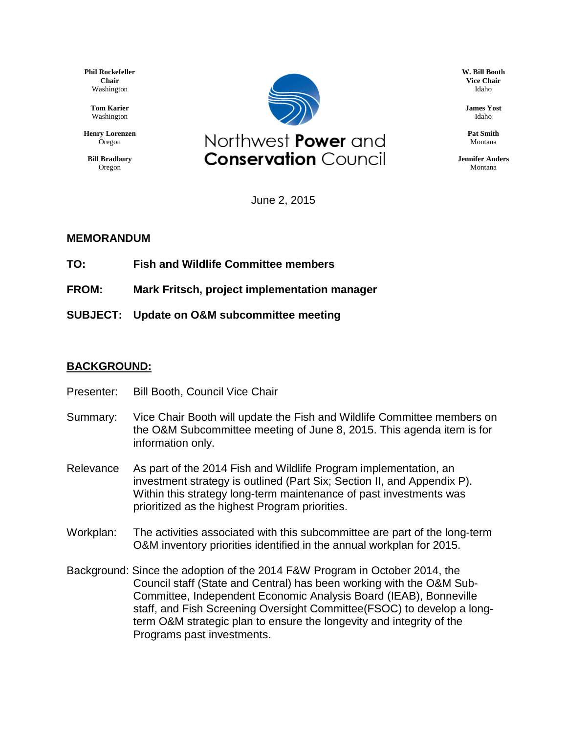**Phil Rockefeller**
**Chair**
Washington

**Tom Karier**
Washington

**Henry Lorenzen**
Oregon

**Bill Bradbury**
Oregon

Northwest **Power** and **Conservation** Council

**W. Bill Booth**
**Vice Chair**
Idaho

**James Yost**
Idaho

**Pat Smith**
Montana

**Jennifer Anders**
Montana

June 2, 2015

**MEMORANDUM**

**TO:** **Fish and Wildlife Committee members**

**FROM:** **Mark Fritsch, project implementation manager**

**SUBJECT:** **Update on O&M subcommittee meeting**

## BACKGROUND:

Presenter: Bill Booth, Council Vice Chair

Summary: Vice Chair Booth will update the Fish and Wildlife Committee members on the O&M Subcommittee meeting of June 8, 2015. This agenda item is for information only.

Relevance As part of the 2014 Fish and Wildlife Program implementation, an investment strategy is outlined (Part Six; Section II, and Appendix P). Within this strategy long-term maintenance of past investments was prioritized as the highest Program priorities.

Workplan: The activities associated with this subcommittee are part of the long-term O&M inventory priorities identified in the annual workplan for 2015.

Background: Since the adoption of the 2014 F&W Program in October 2014, the Council staff (State and Central) has been working with the O&M Sub-Committee, Independent Economic Analysis Board (IEAB), Bonneville staff, and Fish Screening Oversight Committee(FSOC) to develop a long-term O&M strategic plan to ensure the longevity and integrity of the Programs past investments.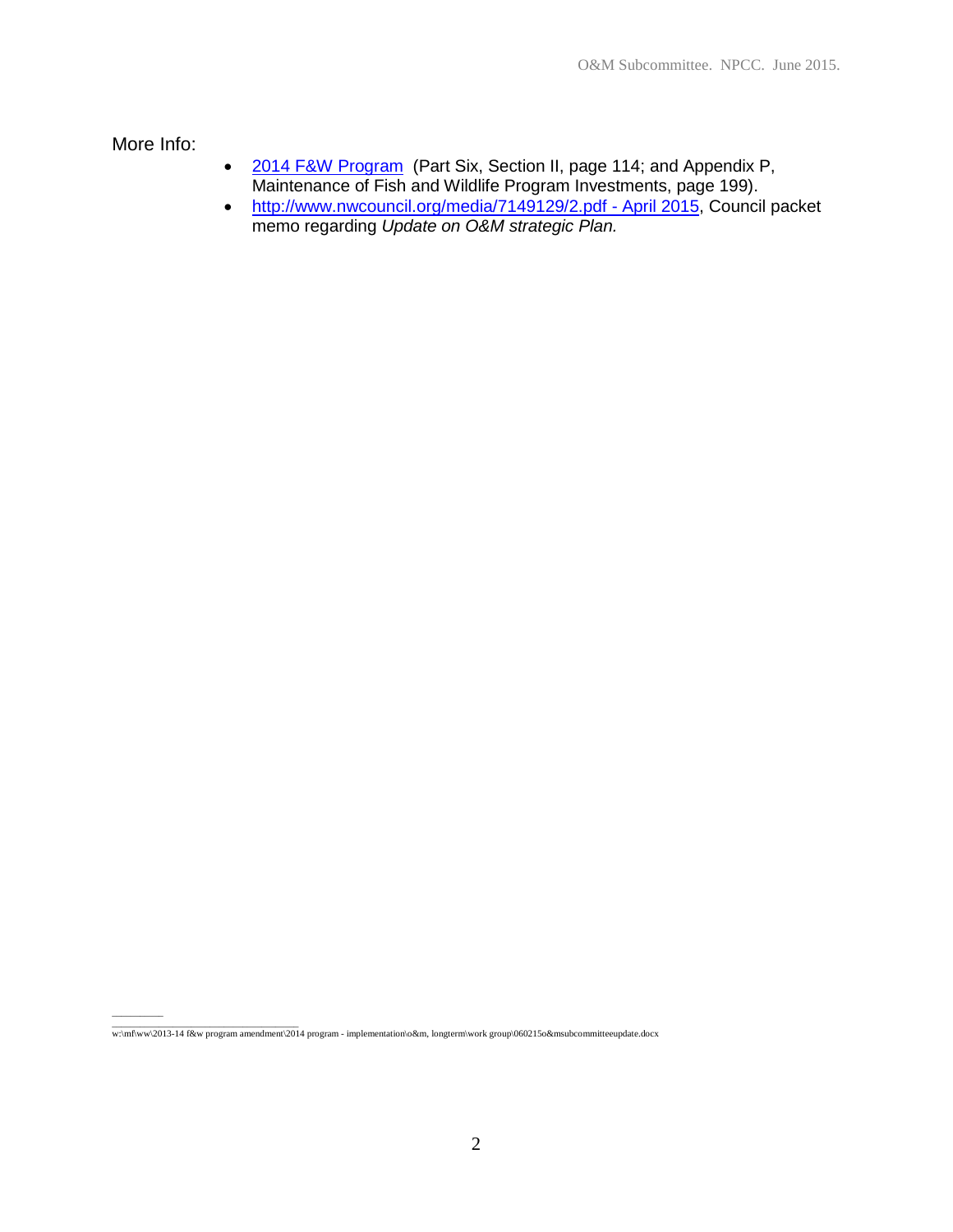More Info:

- 2014 F&W Program  (Part Six, Section II, page 114; and Appendix P, Maintenance of Fish and Wildlife Program Investments, page 199).
- http://www.nwcouncil.org/media/7149129/2.pdf - April 2015, Council packet memo regarding *Update on O&M strategic Plan.*

w:\mf\ww\2013-14 f&w program amendment\2014 program - implementation\o&m, longterm\work group\060215o&msubcommitteeupdate.docx